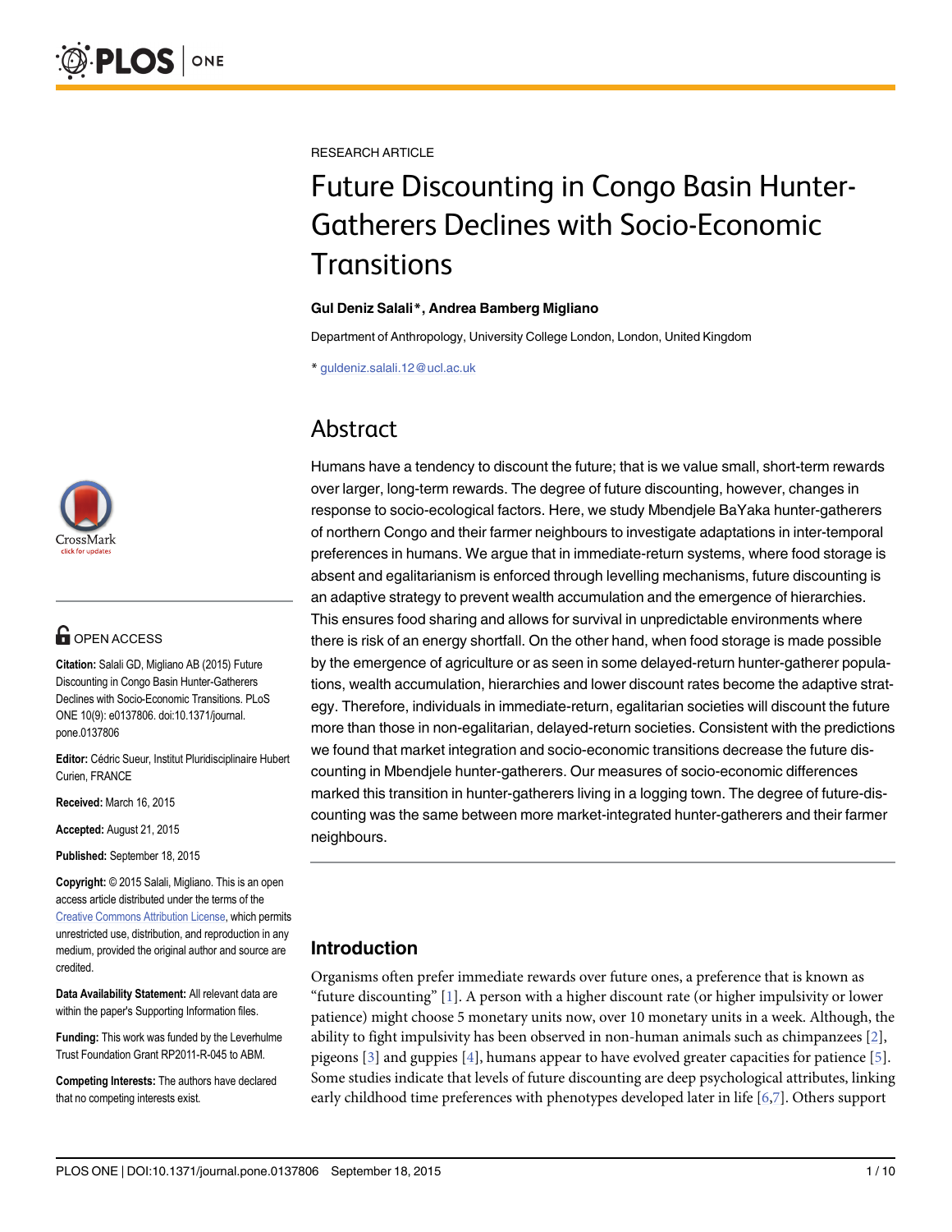RESEARCH ARTICLE

# Future Discounting in Congo Basin Hunter-Gatherers Declines with Socio-Economic Transitions

**Gul Deniz Salali*, Andrea Bamberg Migliano**

Department of Anthropology, University College London, London, United Kingdom

* guldeniz.salali.12@ucl.ac.uk

## Abstract

Humans have a tendency to discount the future; that is we value small, short-term rewards over larger, long-term rewards. The degree of future discounting, however, changes in response to socio-ecological factors. Here, we study Mbendjele BaYaka hunter-gatherers of northern Congo and their farmer neighbours to investigate adaptations in inter-temporal preferences in humans. We argue that in immediate-return systems, where food storage is absent and egalitarianism is enforced through levelling mechanisms, future discounting is an adaptive strategy to prevent wealth accumulation and the emergence of hierarchies. This ensures food sharing and allows for survival in unpredictable environments where there is risk of an energy shortfall. On the other hand, when food storage is made possible by the emergence of agriculture or as seen in some delayed-return hunter-gatherer populations, wealth accumulation, hierarchies and lower discount rates become the adaptive strategy. Therefore, individuals in immediate-return, egalitarian societies will discount the future more than those in non-egalitarian, delayed-return societies. Consistent with the predictions we found that market integration and socio-economic transitions decrease the future discounting in Mbendjele hunter-gatherers. Our measures of socio-economic differences marked this transition in hunter-gatherers living in a logging town. The degree of future-discounting was the same between more market-integrated hunter-gatherers and their farmer neighbours.

OPEN ACCESS

**Citation:** Salali GD, Migliano AB (2015) Future Discounting in Congo Basin Hunter-Gatherers Declines with Socio-Economic Transitions. PLoS ONE 10(9): e0137806. doi:10.1371/journal.pone.0137806

**Editor:** Cédric Sueur, Institut Pluridisciplinaire Hubert Curien, FRANCE

**Received:** March 16, 2015

**Accepted:** August 21, 2015

**Published:** September 18, 2015

**Copyright:** © 2015 Salali, Migliano. This is an open access article distributed under the terms of the Creative Commons Attribution License, which permits unrestricted use, distribution, and reproduction in any medium, provided the original author and source are credited.

**Data Availability Statement:** All relevant data are within the paper's Supporting Information files.

**Funding:** This work was funded by the Leverhulme Trust Foundation Grant RP2011-R-045 to ABM.

**Competing Interests:** The authors have declared that no competing interests exist.

## Introduction

Organisms often prefer immediate rewards over future ones, a preference that is known as "future discounting" [1]. A person with a higher discount rate (or higher impulsivity or lower patience) might choose 5 monetary units now, over 10 monetary units in a week. Although, the ability to fight impulsivity has been observed in non-human animals such as chimpanzees [2], pigeons [3] and guppies [4], humans appear to have evolved greater capacities for patience [5]. Some studies indicate that levels of future discounting are deep psychological attributes, linking early childhood time preferences with phenotypes developed later in life [6,7]. Others support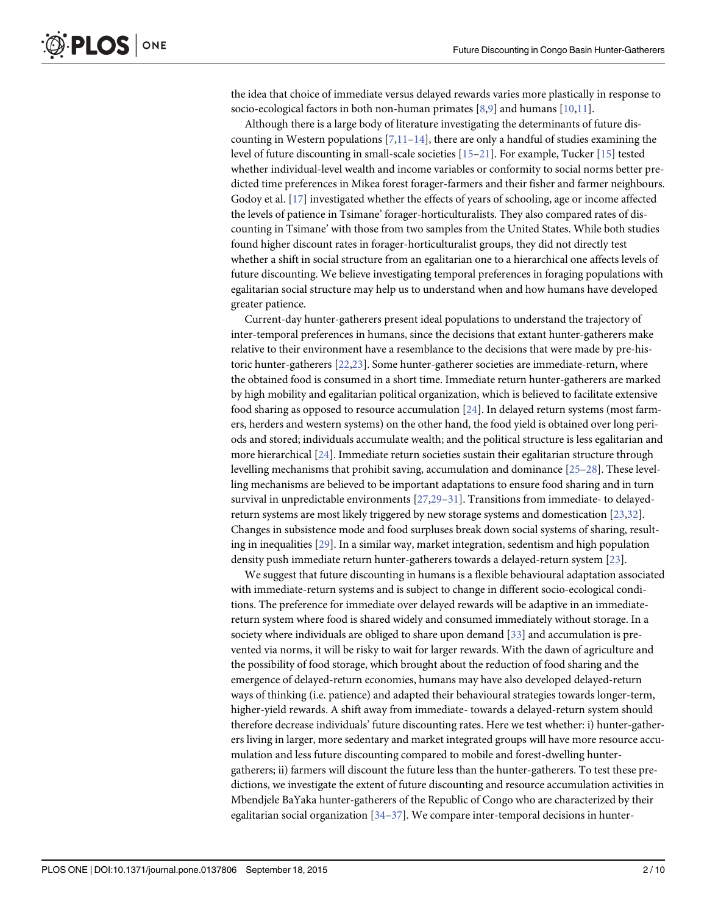the idea that choice of immediate versus delayed rewards varies more plastically in response to socio-ecological factors in both non-human primates [8,9] and humans [10,11].

Although there is a large body of literature investigating the determinants of future discounting in Western populations [7,11–14], there are only a handful of studies examining the level of future discounting in small-scale societies [15–21]. For example, Tucker [15] tested whether individual-level wealth and income variables or conformity to social norms better predicted time preferences in Mikea forest forager-farmers and their fisher and farmer neighbours. Godoy et al. [17] investigated whether the effects of years of schooling, age or income affected the levels of patience in Tsimane' forager-horticulturalists. They also compared rates of discounting in Tsimane' with those from two samples from the United States. While both studies found higher discount rates in forager-horticulturalist groups, they did not directly test whether a shift in social structure from an egalitarian one to a hierarchical one affects levels of future discounting. We believe investigating temporal preferences in foraging populations with egalitarian social structure may help us to understand when and how humans have developed greater patience.

Current-day hunter-gatherers present ideal populations to understand the trajectory of inter-temporal preferences in humans, since the decisions that extant hunter-gatherers make relative to their environment have a resemblance to the decisions that were made by pre-historic hunter-gatherers [22,23]. Some hunter-gatherer societies are immediate-return, where the obtained food is consumed in a short time. Immediate return hunter-gatherers are marked by high mobility and egalitarian political organization, which is believed to facilitate extensive food sharing as opposed to resource accumulation [24]. In delayed return systems (most farmers, herders and western systems) on the other hand, the food yield is obtained over long periods and stored; individuals accumulate wealth; and the political structure is less egalitarian and more hierarchical [24]. Immediate return societies sustain their egalitarian structure through levelling mechanisms that prohibit saving, accumulation and dominance [25–28]. These levelling mechanisms are believed to be important adaptations to ensure food sharing and in turn survival in unpredictable environments [27,29–31]. Transitions from immediate- to delayed-return systems are most likely triggered by new storage systems and domestication [23,32]. Changes in subsistence mode and food surpluses break down social systems of sharing, resulting in inequalities [29]. In a similar way, market integration, sedentism and high population density push immediate return hunter-gatherers towards a delayed-return system [23].

We suggest that future discounting in humans is a flexible behavioural adaptation associated with immediate-return systems and is subject to change in different socio-ecological conditions. The preference for immediate over delayed rewards will be adaptive in an immediate-return system where food is shared widely and consumed immediately without storage. In a society where individuals are obliged to share upon demand [33] and accumulation is prevented via norms, it will be risky to wait for larger rewards. With the dawn of agriculture and the possibility of food storage, which brought about the reduction of food sharing and the emergence of delayed-return economies, humans may have also developed delayed-return ways of thinking (i.e. patience) and adapted their behavioural strategies towards longer-term, higher-yield rewards. A shift away from immediate- towards a delayed-return system should therefore decrease individuals' future discounting rates. Here we test whether: i) hunter-gatherers living in larger, more sedentary and market integrated groups will have more resource accumulation and less future discounting compared to mobile and forest-dwelling hunter-gatherers; ii) farmers will discount the future less than the hunter-gatherers. To test these predictions, we investigate the extent of future discounting and resource accumulation activities in Mbendjele BaYaka hunter-gatherers of the Republic of Congo who are characterized by their egalitarian social organization [34–37]. We compare inter-temporal decisions in hunter-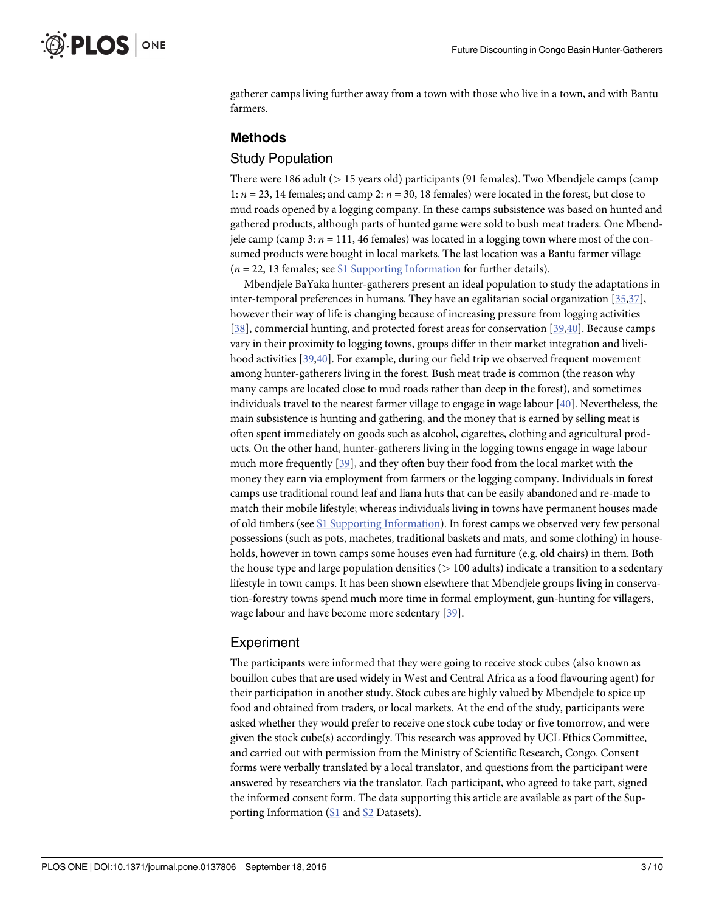gatherer camps living further away from a town with those who live in a town, and with Bantu farmers.

## Methods

### Study Population

There were 186 adult (> 15 years old) participants (91 females). Two Mbendjele camps (camp 1: $n = 23$, 14 females; and camp 2: $n = 30$, 18 females) were located in the forest, but close to mud roads opened by a logging company. In these camps subsistence was based on hunted and gathered products, although parts of hunted game were sold to bush meat traders. One Mbendjele camp (camp 3: $n = 111$, 46 females) was located in a logging town where most of the consumed products were bought in local markets. The last location was a Bantu farmer village ($n = 22$, 13 females; see S1 Supporting Information for further details).

Mbendjele BaYaka hunter-gatherers present an ideal population to study the adaptations in inter-temporal preferences in humans. They have an egalitarian social organization [35,37], however their way of life is changing because of increasing pressure from logging activities [38], commercial hunting, and protected forest areas for conservation [39,40]. Because camps vary in their proximity to logging towns, groups differ in their market integration and livelihood activities [39,40]. For example, during our field trip we observed frequent movement among hunter-gatherers living in the forest. Bush meat trade is common (the reason why many camps are located close to mud roads rather than deep in the forest), and sometimes individuals travel to the nearest farmer village to engage in wage labour [40]. Nevertheless, the main subsistence is hunting and gathering, and the money that is earned by selling meat is often spent immediately on goods such as alcohol, cigarettes, clothing and agricultural products. On the other hand, hunter-gatherers living in the logging towns engage in wage labour much more frequently [39], and they often buy their food from the local market with the money they earn via employment from farmers or the logging company. Individuals in forest camps use traditional round leaf and liana huts that can be easily abandoned and re-made to match their mobile lifestyle; whereas individuals living in towns have permanent houses made of old timbers (see S1 Supporting Information). In forest camps we observed very few personal possessions (such as pots, machetes, traditional baskets and mats, and some clothing) in households, however in town camps some houses even had furniture (e.g. old chairs) in them. Both the house type and large population densities (> 100 adults) indicate a transition to a sedentary lifestyle in town camps. It has been shown elsewhere that Mbendjele groups living in conservation-forestry towns spend much more time in formal employment, gun-hunting for villagers, wage labour and have become more sedentary [39].

### Experiment

The participants were informed that they were going to receive stock cubes (also known as bouillon cubes that are used widely in West and Central Africa as a food flavouring agent) for their participation in another study. Stock cubes are highly valued by Mbendjele to spice up food and obtained from traders, or local markets. At the end of the study, participants were asked whether they would prefer to receive one stock cube today or five tomorrow, and were given the stock cube(s) accordingly. This research was approved by UCL Ethics Committee, and carried out with permission from the Ministry of Scientific Research, Congo. Consent forms were verbally translated by a local translator, and questions from the participant were answered by researchers via the translator. Each participant, who agreed to take part, signed the informed consent form. The data supporting this article are available as part of the Supporting Information (S1 and S2 Datasets).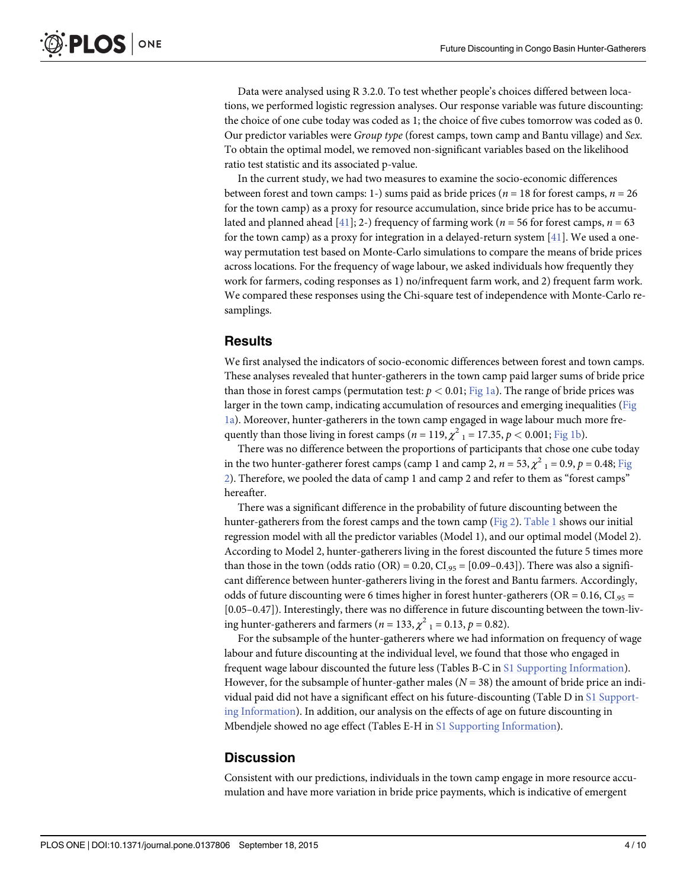Data were analysed using R 3.2.0. To test whether people's choices differed between locations, we performed logistic regression analyses. Our response variable was future discounting: the choice of one cube today was coded as 1; the choice of five cubes tomorrow was coded as 0. Our predictor variables were *Group type* (forest camps, town camp and Bantu village) and *Sex*. To obtain the optimal model, we removed non-significant variables based on the likelihood ratio test statistic and its associated p-value.

In the current study, we had two measures to examine the socio-economic differences between forest and town camps: 1-) sums paid as bride prices ($n = 18$ for forest camps, $n = 26$ for the town camp) as a proxy for resource accumulation, since bride price has to be accumulated and planned ahead [41]; 2-) frequency of farming work ($n = 56$ for forest camps, $n = 63$ for the town camp) as a proxy for integration in a delayed-return system [41]. We used a one-way permutation test based on Monte-Carlo simulations to compare the means of bride prices across locations. For the frequency of wage labour, we asked individuals how frequently they work for farmers, coding responses as 1) no/infrequent farm work, and 2) frequent farm work. We compared these responses using the Chi-square test of independence with Monte-Carlo re-samplings.

## Results

We first analysed the indicators of socio-economic differences between forest and town camps. These analyses revealed that hunter-gatherers in the town camp paid larger sums of bride price than those in forest camps (permutation test: $p < 0.01$; Fig 1a). The range of bride prices was larger in the town camp, indicating accumulation of resources and emerging inequalities (Fig 1a). Moreover, hunter-gatherers in the town camp engaged in wage labour much more frequently than those living in forest camps ($n = 119$, $\chi^2_1 = 17.35$, $p < 0.001$; Fig 1b).

There was no difference between the proportions of participants that chose one cube today in the two hunter-gatherer forest camps (camp 1 and camp 2, $n = 53$, $\chi^2_1 = 0.9$, $p = 0.48$; Fig 2). Therefore, we pooled the data of camp 1 and camp 2 and refer to them as "forest camps" hereafter.

There was a significant difference in the probability of future discounting between the hunter-gatherers from the forest camps and the town camp (Fig 2). Table 1 shows our initial regression model with all the predictor variables (Model 1), and our optimal model (Model 2). According to Model 2, hunter-gatherers living in the forest discounted the future 5 times more than those in the town (odds ratio (OR) = 0.20, $CI_{.95}$ = [0.09–0.43]). There was also a significant difference between hunter-gatherers living in the forest and Bantu farmers. Accordingly, odds of future discounting were 6 times higher in forest hunter-gatherers (OR = 0.16, $CI_{.95}$ = [0.05–0.47]). Interestingly, there was no difference in future discounting between the town-living hunter-gatherers and farmers ($n = 133$, $\chi^2_1 = 0.13$, $p = 0.82$).

For the subsample of the hunter-gatherers where we had information on frequency of wage labour and future discounting at the individual level, we found that those who engaged in frequent wage labour discounted the future less (Tables B-C in S1 Supporting Information). However, for the subsample of hunter-gather males ($N = 38$) the amount of bride price an individual paid did not have a significant effect on his future-discounting (Table D in S1 Supporting Information). In addition, our analysis on the effects of age on future discounting in Mbendjele showed no age effect (Tables E-H in S1 Supporting Information).

## Discussion

Consistent with our predictions, individuals in the town camp engage in more resource accumulation and have more variation in bride price payments, which is indicative of emergent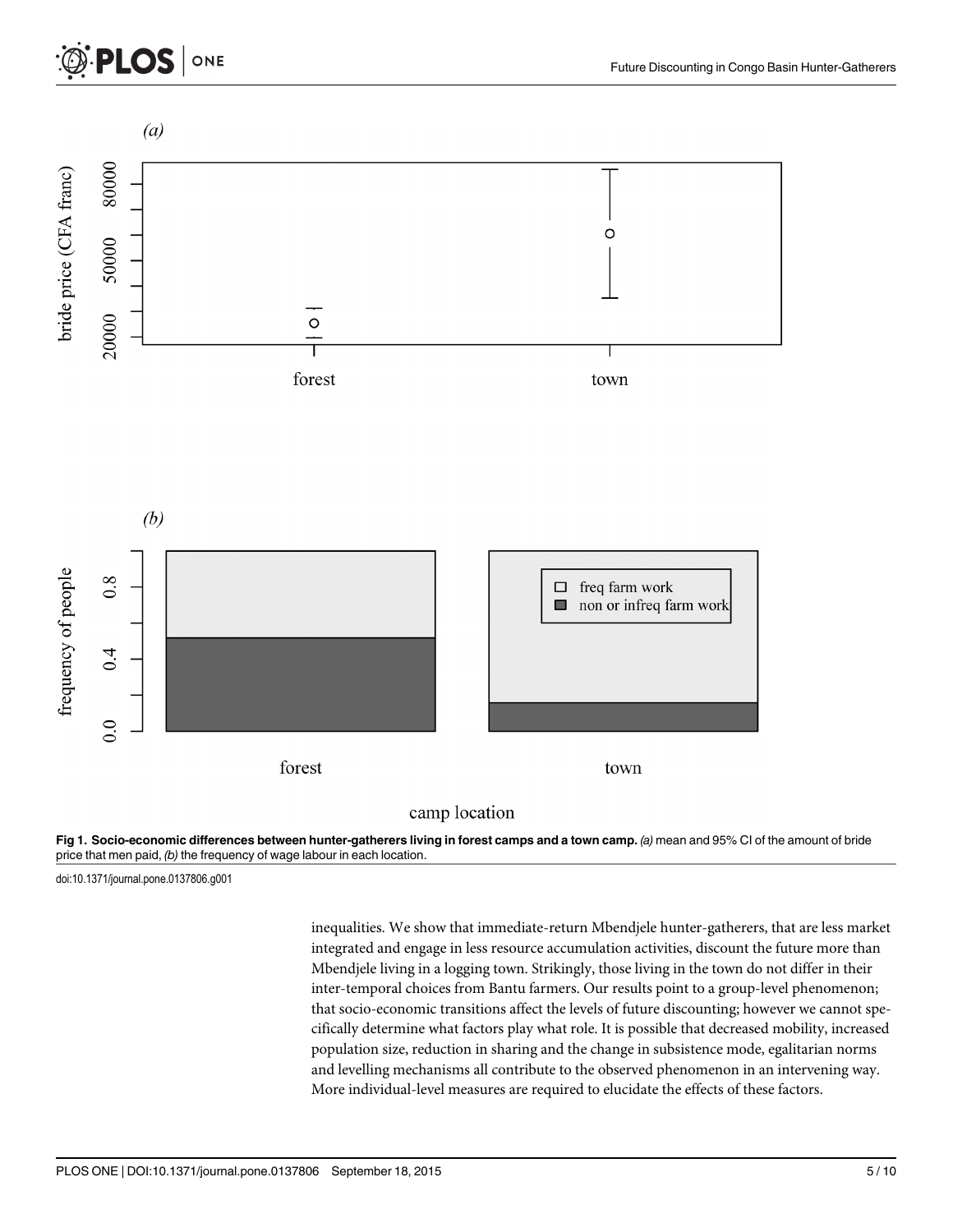**Fig 1. Socio-economic differences between hunter-gatherers living in forest camps and a town camp.** *(a)* mean and 95% CI of the amount of bride price that men paid, *(b)* the frequency of wage labour in each location.

doi:10.1371/journal.pone.0137806.g001

inequalities. We show that immediate-return Mbendjele hunter-gatherers, that are less market integrated and engage in less resource accumulation activities, discount the future more than Mbendjele living in a logging town. Strikingly, those living in the town do not differ in their inter-temporal choices from Bantu farmers. Our results point to a group-level phenomenon; that socio-economic transitions affect the levels of future discounting; however we cannot specifically determine what factors play what role. It is possible that decreased mobility, increased population size, reduction in sharing and the change in subsistence mode, egalitarian norms and levelling mechanisms all contribute to the observed phenomenon in an intervening way. More individual-level measures are required to elucidate the effects of these factors.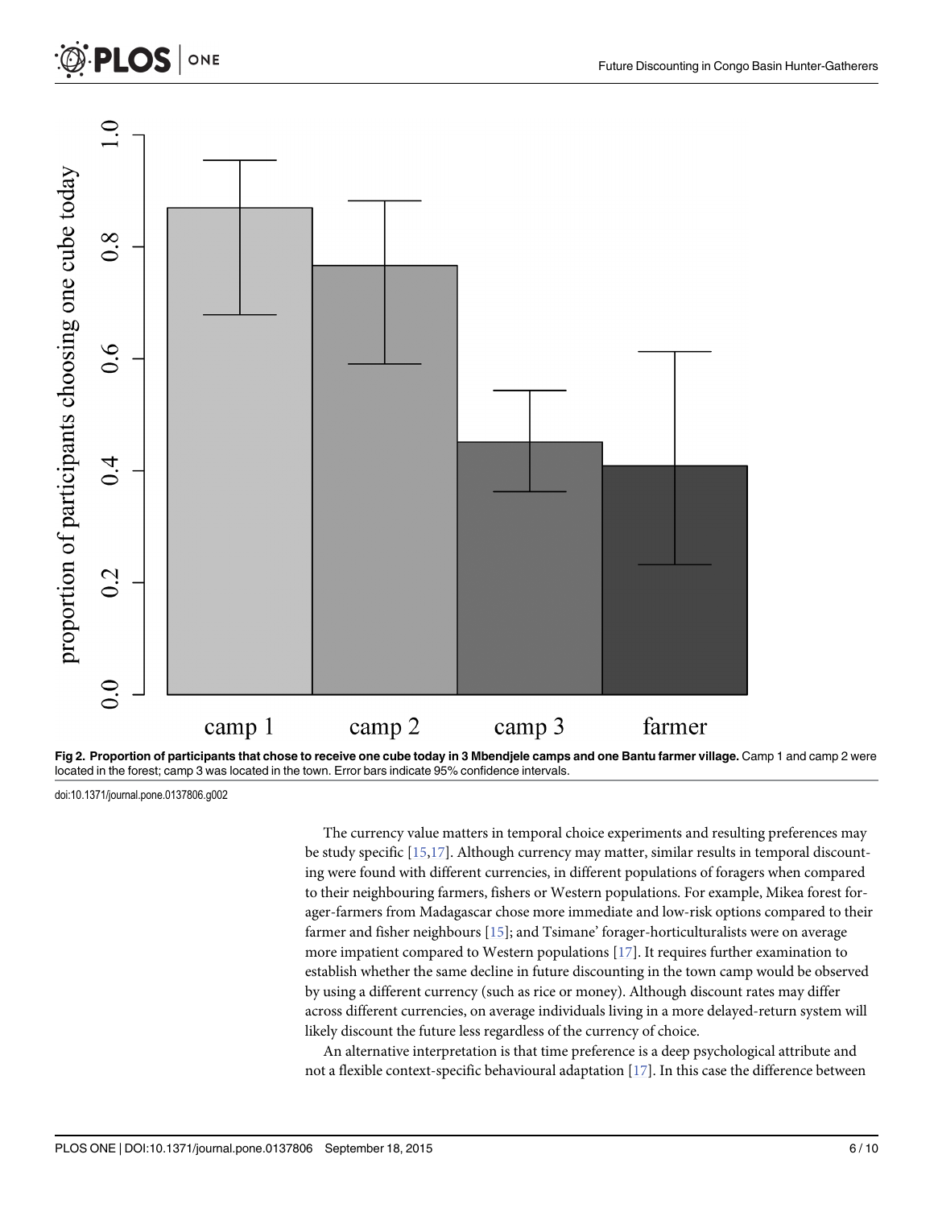**Fig 2. Proportion of participants that chose to receive one cube today in 3 Mbendjele camps and one Bantu farmer village.** Camp 1 and camp 2 were located in the forest; camp 3 was located in the town. Error bars indicate 95% confidence intervals.

doi:10.1371/journal.pone.0137806.g002

The currency value matters in temporal choice experiments and resulting preferences may be study specific [15,17]. Although currency may matter, similar results in temporal discounting were found with different currencies, in different populations of foragers when compared to their neighbouring farmers, fishers or Western populations. For example, Mikea forest forager-farmers from Madagascar chose more immediate and low-risk options compared to their farmer and fisher neighbours [15]; and Tsimane' forager-horticulturalists were on average more impatient compared to Western populations [17]. It requires further examination to establish whether the same decline in future discounting in the town camp would be observed by using a different currency (such as rice or money). Although discount rates may differ across different currencies, on average individuals living in a more delayed-return system will likely discount the future less regardless of the currency of choice.

An alternative interpretation is that time preference is a deep psychological attribute and not a flexible context-specific behavioural adaptation [17]. In this case the difference between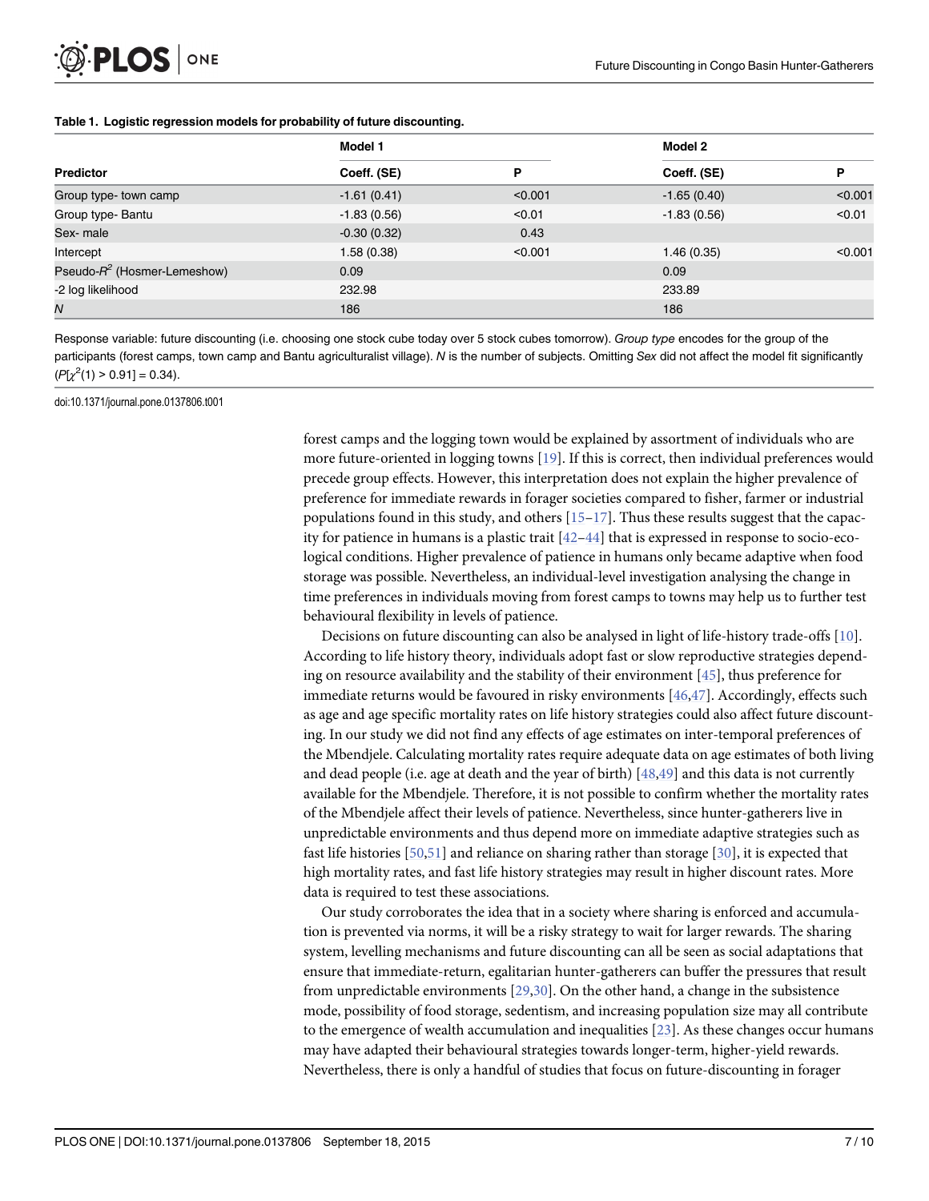**Table 1. Logistic regression models for probability of future discounting.**

| Predictor | Model 1 | | Model 2 | |
|---|---|---|---|---|
| | Coeff. (SE) | P | Coeff. (SE) | P |
| Group type- town camp | -1.61 (0.41) | <0.001 | -1.65 (0.40) | <0.001 |
| Group type- Bantu | -1.83 (0.56) | <0.01 | -1.83 (0.56) | <0.01 |
| Sex- male | -0.30 (0.32) | 0.43 | | |
| Intercept | 1.58 (0.38) | <0.001 | 1.46 (0.35) | <0.001 |
| Pseudo-$R^2$ (Hosmer-Lemeshow) | 0.09 | | 0.09 | |
| -2 log likelihood | 232.98 | | 233.89 | |
| *N* | 186 | | 186 | |

Response variable: future discounting (i.e. choosing one stock cube today over 5 stock cubes tomorrow). *Group type* encodes for the group of the participants (forest camps, town camp and Bantu agriculturalist village). *N* is the number of subjects. Omitting *Sex* did not affect the model fit significantly ($P[\chi^2(1) > 0.91] = 0.34$).

doi:10.1371/journal.pone.0137806.t001

forest camps and the logging town would be explained by assortment of individuals who are more future-oriented in logging towns [19]. If this is correct, then individual preferences would precede group effects. However, this interpretation does not explain the higher prevalence of preference for immediate rewards in forager societies compared to fisher, farmer or industrial populations found in this study, and others [15–17]. Thus these results suggest that the capacity for patience in humans is a plastic trait [42–44] that is expressed in response to socio-ecological conditions. Higher prevalence of patience in humans only became adaptive when food storage was possible. Nevertheless, an individual-level investigation analysing the change in time preferences in individuals moving from forest camps to towns may help us to further test behavioural flexibility in levels of patience.

Decisions on future discounting can also be analysed in light of life-history trade-offs [10]. According to life history theory, individuals adopt fast or slow reproductive strategies depending on resource availability and the stability of their environment [45], thus preference for immediate returns would be favoured in risky environments [46,47]. Accordingly, effects such as age and age specific mortality rates on life history strategies could also affect future discounting. In our study we did not find any effects of age estimates on inter-temporal preferences of the Mbendjele. Calculating mortality rates require adequate data on age estimates of both living and dead people (i.e. age at death and the year of birth) [48,49] and this data is not currently available for the Mbendjele. Therefore, it is not possible to confirm whether the mortality rates of the Mbendjele affect their levels of patience. Nevertheless, since hunter-gatherers live in unpredictable environments and thus depend more on immediate adaptive strategies such as fast life histories [50,51] and reliance on sharing rather than storage [30], it is expected that high mortality rates, and fast life history strategies may result in higher discount rates. More data is required to test these associations.

Our study corroborates the idea that in a society where sharing is enforced and accumulation is prevented via norms, it will be a risky strategy to wait for larger rewards. The sharing system, levelling mechanisms and future discounting can all be seen as social adaptations that ensure that immediate-return, egalitarian hunter-gatherers can buffer the pressures that result from unpredictable environments [29,30]. On the other hand, a change in the subsistence mode, possibility of food storage, sedentism, and increasing population size may all contribute to the emergence of wealth accumulation and inequalities [23]. As these changes occur humans may have adapted their behavioural strategies towards longer-term, higher-yield rewards. Nevertheless, there is only a handful of studies that focus on future-discounting in forager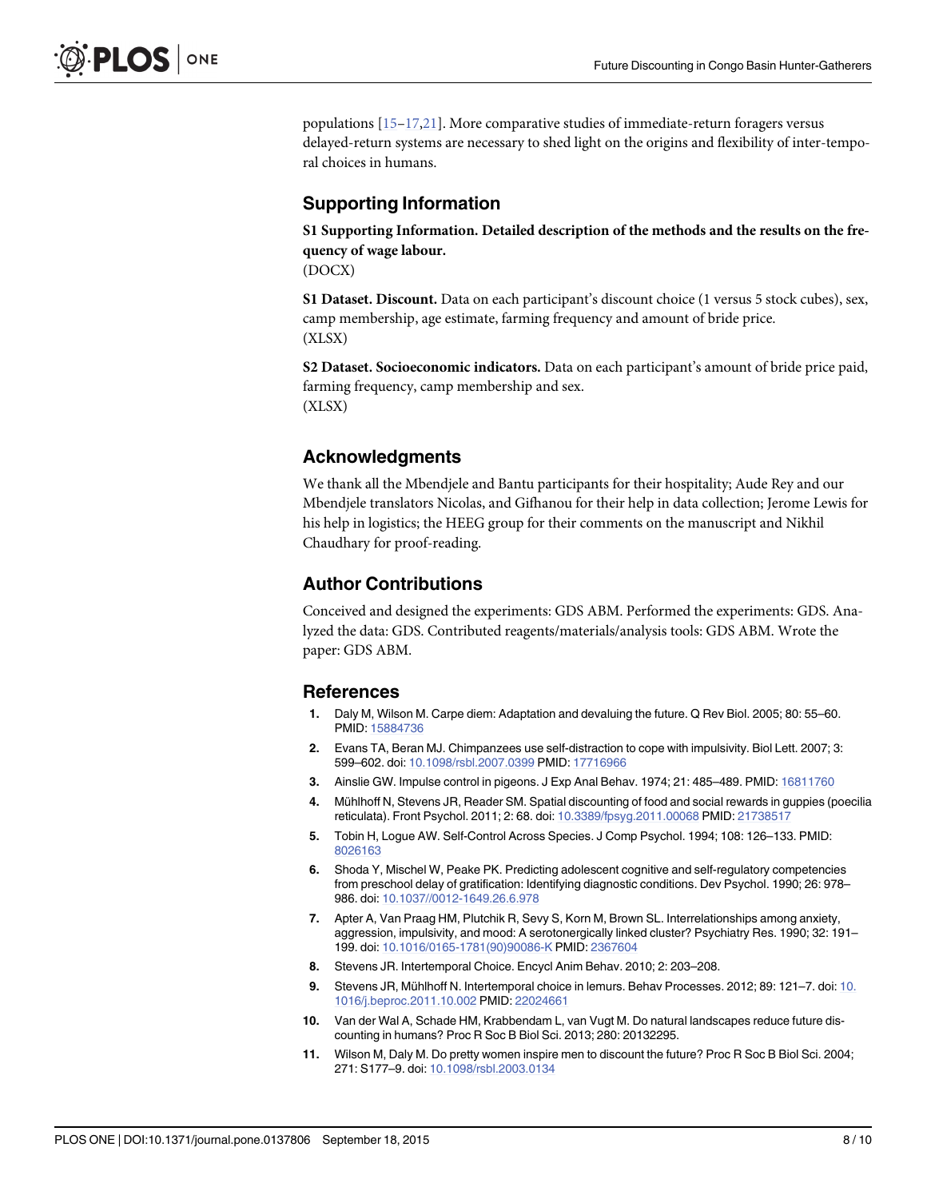populations [15–17,21]. More comparative studies of immediate-return foragers versus delayed-return systems are necessary to shed light on the origins and flexibility of inter-temporal choices in humans.

## Supporting Information

**S1 Supporting Information. Detailed description of the methods and the results on the frequency of wage labour.**
(DOCX)

**S1 Dataset. Discount.** Data on each participant's discount choice (1 versus 5 stock cubes), sex, camp membership, age estimate, farming frequency and amount of bride price.
(XLSX)

**S2 Dataset. Socioeconomic indicators.** Data on each participant's amount of bride price paid, farming frequency, camp membership and sex.
(XLSX)

## Acknowledgments

We thank all the Mbendjele and Bantu participants for their hospitality; Aude Rey and our Mbendjele translators Nicolas, and Gifhanou for their help in data collection; Jerome Lewis for his help in logistics; the HEEG group for their comments on the manuscript and Nikhil Chaudhary for proof-reading.

## Author Contributions

Conceived and designed the experiments: GDS ABM. Performed the experiments: GDS. Analyzed the data: GDS. Contributed reagents/materials/analysis tools: GDS ABM. Wrote the paper: GDS ABM.

## References

1. Daly M, Wilson M. Carpe diem: Adaptation and devaluing the future. Q Rev Biol. 2005; 80: 55–60. PMID: 15884736
2. Evans TA, Beran MJ. Chimpanzees use self-distraction to cope with impulsivity. Biol Lett. 2007; 3: 599–602. doi: 10.1098/rsbl.2007.0399 PMID: 17716966
3. Ainslie GW. Impulse control in pigeons. J Exp Anal Behav. 1974; 21: 485–489. PMID: 16811760
4. Mühlhoff N, Stevens JR, Reader SM. Spatial discounting of food and social rewards in guppies (poecilia reticulata). Front Psychol. 2011; 2: 68. doi: 10.3389/fpsyg.2011.00068 PMID: 21738517
5. Tobin H, Logue AW. Self-Control Across Species. J Comp Psychol. 1994; 108: 126–133. PMID: 8026163
6. Shoda Y, Mischel W, Peake PK. Predicting adolescent cognitive and self-regulatory competencies from preschool delay of gratification: Identifying diagnostic conditions. Dev Psychol. 1990; 26: 978–986. doi: 10.1037//0012-1649.26.6.978
7. Apter A, Van Praag HM, Plutchik R, Sevy S, Korn M, Brown SL. Interrelationships among anxiety, aggression, impulsivity, and mood: A serotonergically linked cluster? Psychiatry Res. 1990; 32: 191–199. doi: 10.1016/0165-1781(90)90086-K PMID: 2367604
8. Stevens JR. Intertemporal Choice. Encycl Anim Behav. 2010; 2: 203–208.
9. Stevens JR, Mühlhoff N. Intertemporal choice in lemurs. Behav Processes. 2012; 89: 121–7. doi: 10.1016/j.beproc.2011.10.002 PMID: 22024661
10. Van der Wal A, Schade HM, Krabbendam L, van Vugt M. Do natural landscapes reduce future discounting in humans? Proc R Soc B Biol Sci. 2013; 280: 20132295.
11. Wilson M, Daly M. Do pretty women inspire men to discount the future? Proc R Soc B Biol Sci. 2004; 271: S177–9. doi: 10.1098/rsbl.2003.0134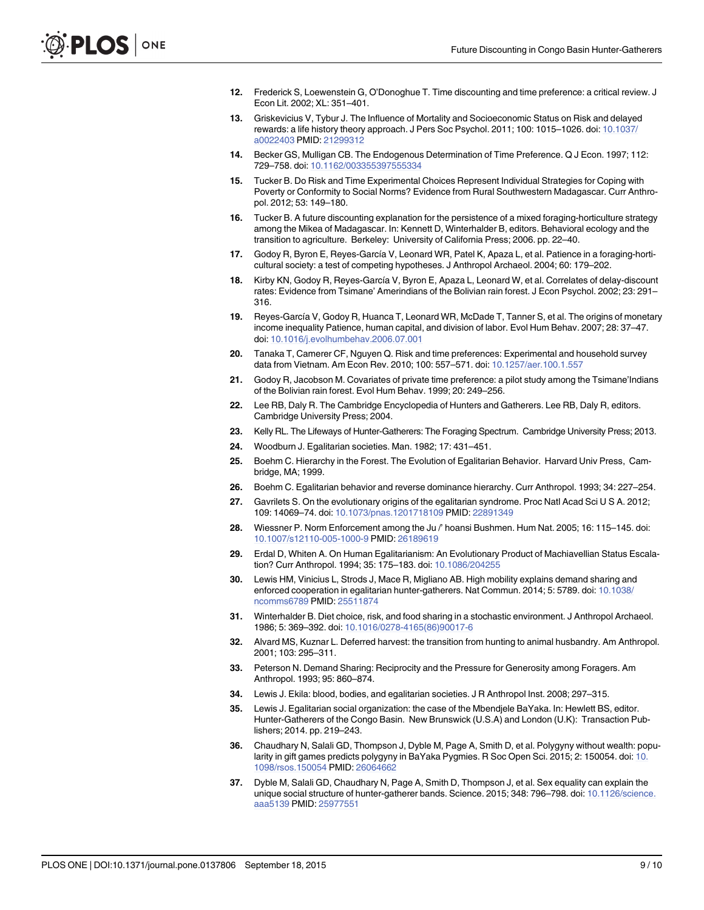12. Frederick S, Loewenstein G, O'Donoghue T. Time discounting and time preference: a critical review. J Econ Lit. 2002; XL: 351–401.
13. Griskevicius V, Tybur J. The Influence of Mortality and Socioeconomic Status on Risk and delayed rewards: a life history theory approach. J Pers Soc Psychol. 2011; 100: 1015–1026. doi: 10.1037/a0022403 PMID: 21299312
14. Becker GS, Mulligan CB. The Endogenous Determination of Time Preference. Q J Econ. 1997; 112: 729–758. doi: 10.1162/003355397555334
15. Tucker B. Do Risk and Time Experimental Choices Represent Individual Strategies for Coping with Poverty or Conformity to Social Norms? Evidence from Rural Southwestern Madagascar. Curr Anthropol. 2012; 53: 149–180.
16. Tucker B. A future discounting explanation for the persistence of a mixed foraging-horticulture strategy among the Mikea of Madagascar. In: Kennett D, Winterhalder B, editors. Behavioral ecology and the transition to agriculture. Berkeley: University of California Press; 2006. pp. 22–40.
17. Godoy R, Byron E, Reyes-García V, Leonard WR, Patel K, Apaza L, et al. Patience in a foraging-horticultural society: a test of competing hypotheses. J Anthropol Archaeol. 2004; 60: 179–202.
18. Kirby KN, Godoy R, Reyes-García V, Byron E, Apaza L, Leonard W, et al. Correlates of delay-discount rates: Evidence from Tsimane' Amerindians of the Bolivian rain forest. J Econ Psychol. 2002; 23: 291–316.
19. Reyes-García V, Godoy R, Huanca T, Leonard WR, McDade T, Tanner S, et al. The origins of monetary income inequality Patience, human capital, and division of labor. Evol Hum Behav. 2007; 28: 37–47. doi: 10.1016/j.evolhumbehav.2006.07.001
20. Tanaka T, Camerer CF, Nguyen Q. Risk and time preferences: Experimental and household survey data from Vietnam. Am Econ Rev. 2010; 100: 557–571. doi: 10.1257/aer.100.1.557
21. Godoy R, Jacobson M. Covariates of private time preference: a pilot study among the Tsimane'Indians of the Bolivian rain forest. Evol Hum Behav. 1999; 20: 249–256.
22. Lee RB, Daly R. The Cambridge Encyclopedia of Hunters and Gatherers. Lee RB, Daly R, editors. Cambridge University Press; 2004.
23. Kelly RL. The Lifeways of Hunter-Gatherers: The Foraging Spectrum. Cambridge University Press; 2013.
24. Woodburn J. Egalitarian societies. Man. 1982; 17: 431–451.
25. Boehm C. Hierarchy in the Forest. The Evolution of Egalitarian Behavior. Harvard Univ Press, Cambridge, MA; 1999.
26. Boehm C. Egalitarian behavior and reverse dominance hierarchy. Curr Anthropol. 1993; 34: 227–254.
27. Gavrilets S. On the evolutionary origins of the egalitarian syndrome. Proc Natl Acad Sci U S A. 2012; 109: 14069–74. doi: 10.1073/pnas.1201718109 PMID: 22891349
28. Wiessner P. Norm Enforcement among the Ju /' hoansi Bushmen. Hum Nat. 2005; 16: 115–145. doi: 10.1007/s12110-005-1000-9 PMID: 26189619
29. Erdal D, Whiten A. On Human Egalitarianism: An Evolutionary Product of Machiavellian Status Escalation? Curr Anthropol. 1994; 35: 175–183. doi: 10.1086/204255
30. Lewis HM, Vinicius L, Strods J, Mace R, Migliano AB. High mobility explains demand sharing and enforced cooperation in egalitarian hunter-gatherers. Nat Commun. 2014; 5: 5789. doi: 10.1038/ncomms6789 PMID: 25511874
31. Winterhalder B. Diet choice, risk, and food sharing in a stochastic environment. J Anthropol Archaeol. 1986; 5: 369–392. doi: 10.1016/0278-4165(86)90017-6
32. Alvard MS, Kuznar L. Deferred harvest: the transition from hunting to animal husbandry. Am Anthropol. 2001; 103: 295–311.
33. Peterson N. Demand Sharing: Reciprocity and the Pressure for Generosity among Foragers. Am Anthropol. 1993; 95: 860–874.
34. Lewis J. Ekila: blood, bodies, and egalitarian societies. J R Anthropol Inst. 2008; 297–315.
35. Lewis J. Egalitarian social organization: the case of the Mbendjele BaYaka. In: Hewlett BS, editor. Hunter-Gatherers of the Congo Basin. New Brunswick (U.S.A) and London (U.K): Transaction Publishers; 2014. pp. 219–243.
36. Chaudhary N, Salali GD, Thompson J, Dyble M, Page A, Smith D, et al. Polygyny without wealth: popularity in gift games predicts polygyny in BaYaka Pygmies. R Soc Open Sci. 2015; 2: 150054. doi: 10.1098/rsos.150054 PMID: 26064662
37. Dyble M, Salali GD, Chaudhary N, Page A, Smith D, Thompson J, et al. Sex equality can explain the unique social structure of hunter-gatherer bands. Science. 2015; 348: 796–798. doi: 10.1126/science.aaa5139 PMID: 25977551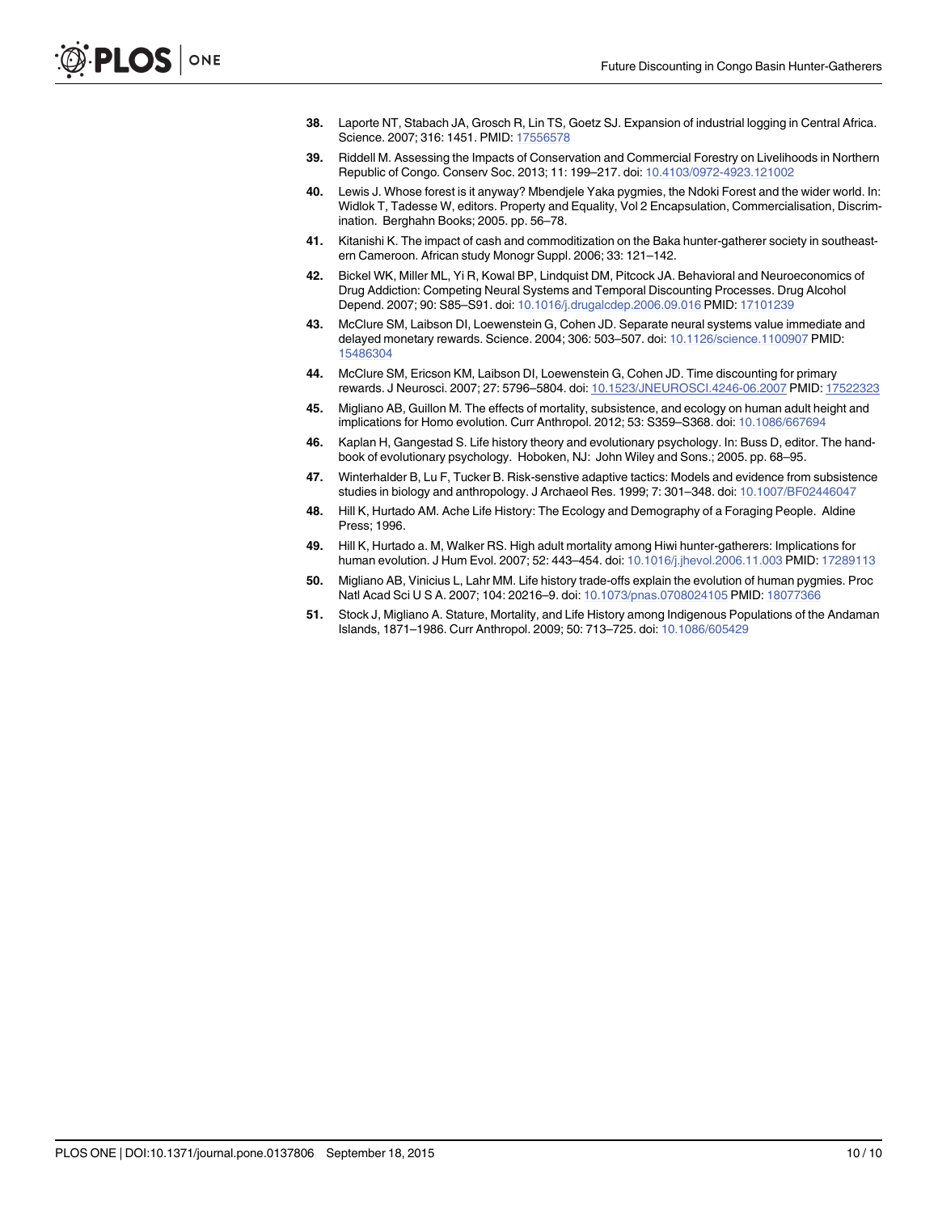38. Laporte NT, Stabach JA, Grosch R, Lin TS, Goetz SJ. Expansion of industrial logging in Central Africa. Science. 2007; 316: 1451. PMID: 17556578

39. Riddell M. Assessing the Impacts of Conservation and Commercial Forestry on Livelihoods in Northern Republic of Congo. Conserv Soc. 2013; 11: 199–217. doi: 10.4103/0972-4923.121002

40. Lewis J. Whose forest is it anyway? Mbendjele Yaka pygmies, the Ndoki Forest and the wider world. In: Widlok T, Tadesse W, editors. Property and Equality, Vol 2 Encapsulation, Commercialisation, Discrimination. Berghahn Books; 2005. pp. 56–78.

41. Kitanishi K. The impact of cash and commoditization on the Baka hunter-gatherer society in southeastern Cameroon. African study Monogr Suppl. 2006; 33: 121–142.

42. Bickel WK, Miller ML, Yi R, Kowal BP, Lindquist DM, Pitcock JA. Behavioral and Neuroeconomics of Drug Addiction: Competing Neural Systems and Temporal Discounting Processes. Drug Alcohol Depend. 2007; 90: S85–S91. doi: 10.1016/j.drugalcdep.2006.09.016 PMID: 17101239

43. McClure SM, Laibson DI, Loewenstein G, Cohen JD. Separate neural systems value immediate and delayed monetary rewards. Science. 2004; 306: 503–507. doi: 10.1126/science.1100907 PMID: 15486304

44. McClure SM, Ericson KM, Laibson DI, Loewenstein G, Cohen JD. Time discounting for primary rewards. J Neurosci. 2007; 27: 5796–5804. doi: 10.1523/JNEUROSCI.4246-06.2007 PMID: 17522323

45. Migliano AB, Guillon M. The effects of mortality, subsistence, and ecology on human adult height and implications for Homo evolution. Curr Anthropol. 2012; 53: S359–S368. doi: 10.1086/667694

46. Kaplan H, Gangestad S. Life history theory and evolutionary psychology. In: Buss D, editor. The handbook of evolutionary psychology. Hoboken, NJ: John Wiley and Sons.; 2005. pp. 68–95.

47. Winterhalder B, Lu F, Tucker B. Risk-senstive adaptive tactics: Models and evidence from subsistence studies in biology and anthropology. J Archaeol Res. 1999; 7: 301–348. doi: 10.1007/BF02446047

48. Hill K, Hurtado AM. Ache Life History: The Ecology and Demography of a Foraging People. Aldine Press; 1996.

49. Hill K, Hurtado a. M, Walker RS. High adult mortality among Hiwi hunter-gatherers: Implications for human evolution. J Hum Evol. 2007; 52: 443–454. doi: 10.1016/j.jhevol.2006.11.003 PMID: 17289113

50. Migliano AB, Vinicius L, Lahr MM. Life history trade-offs explain the evolution of human pygmies. Proc Natl Acad Sci U S A. 2007; 104: 20216–9. doi: 10.1073/pnas.0708024105 PMID: 18077366

51. Stock J, Migliano A. Stature, Mortality, and Life History among Indigenous Populations of the Andaman Islands, 1871–1986. Curr Anthropol. 2009; 50: 713–725. doi: 10.1086/605429